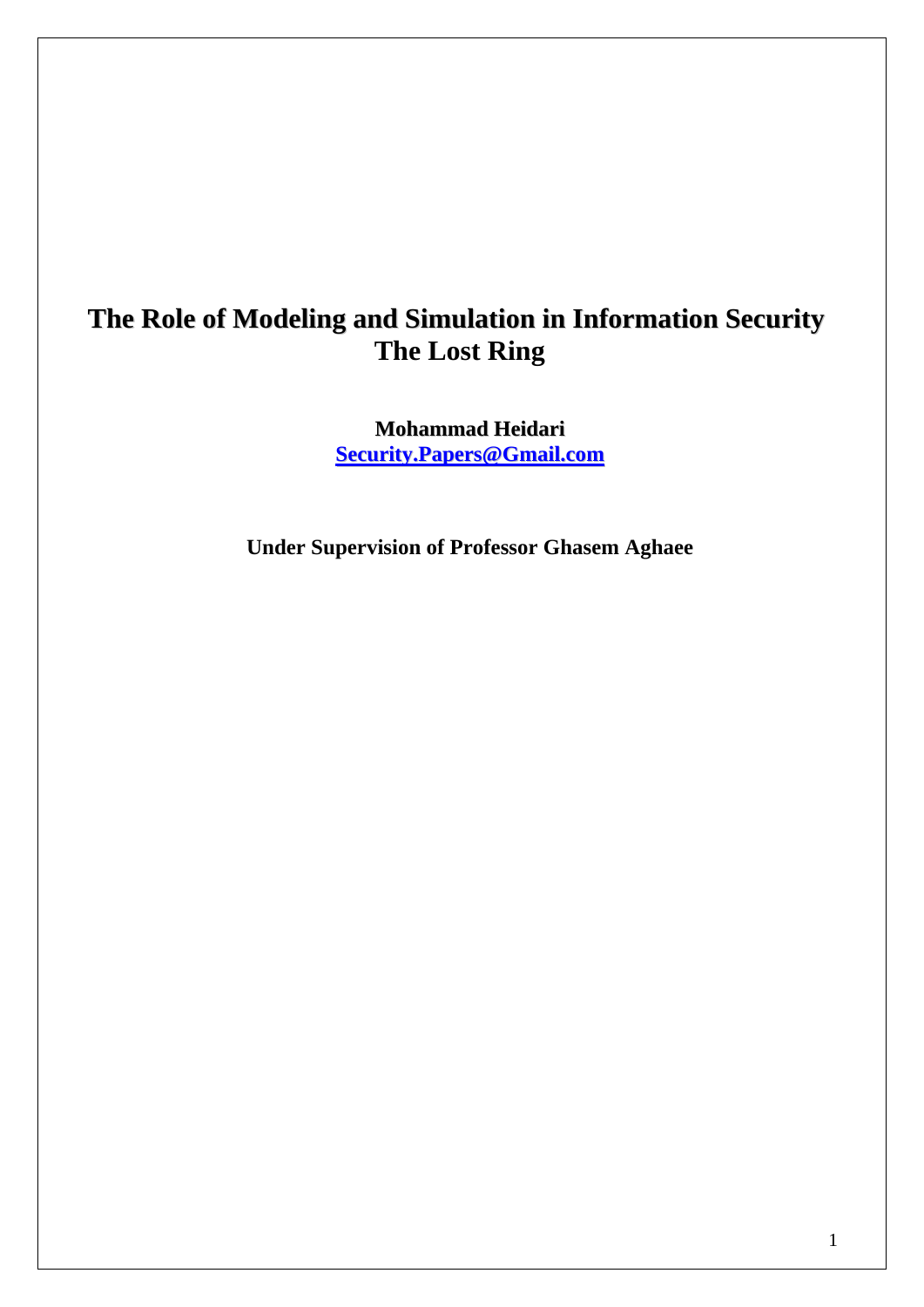# The Role of Modeling and Simulation in Information Security
# The Lost Ring

**Mohammad Heidari**
**Security.Papers@Gmail.com**

**Under Supervision of Professor Ghasem Aghaee**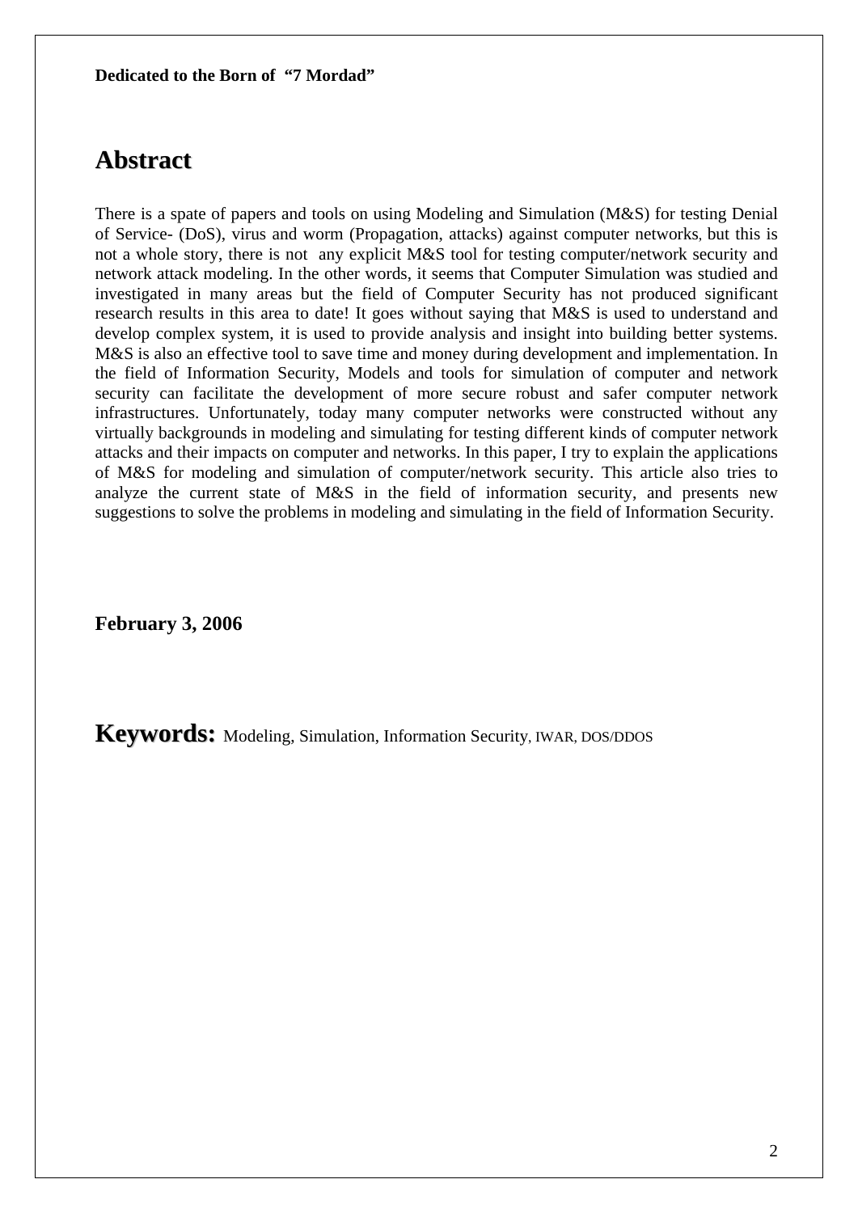**Dedicated to the Born of "7 Mordad"**

# Abstract

There is a spate of papers and tools on using Modeling and Simulation (M&S) for testing Denial of Service- (DoS), virus and worm (Propagation, attacks) against computer networks, but this is not a whole story, there is not any explicit M&S tool for testing computer/network security and network attack modeling. In the other words, it seems that Computer Simulation was studied and investigated in many areas but the field of Computer Security has not produced significant research results in this area to date! It goes without saying that M&S is used to understand and develop complex system, it is used to provide analysis and insight into building better systems. M&S is also an effective tool to save time and money during development and implementation. In the field of Information Security, Models and tools for simulation of computer and network security can facilitate the development of more secure robust and safer computer network infrastructures. Unfortunately, today many computer networks were constructed without any virtually backgrounds in modeling and simulating for testing different kinds of computer network attacks and their impacts on computer and networks. In this paper, I try to explain the applications of M&S for modeling and simulation of computer/network security. This article also tries to analyze the current state of M&S in the field of information security, and presents new suggestions to solve the problems in modeling and simulating in the field of Information Security.

**February 3, 2006**

**Keywords:** Modeling, Simulation, Information Security, IWAR, DOS/DDOS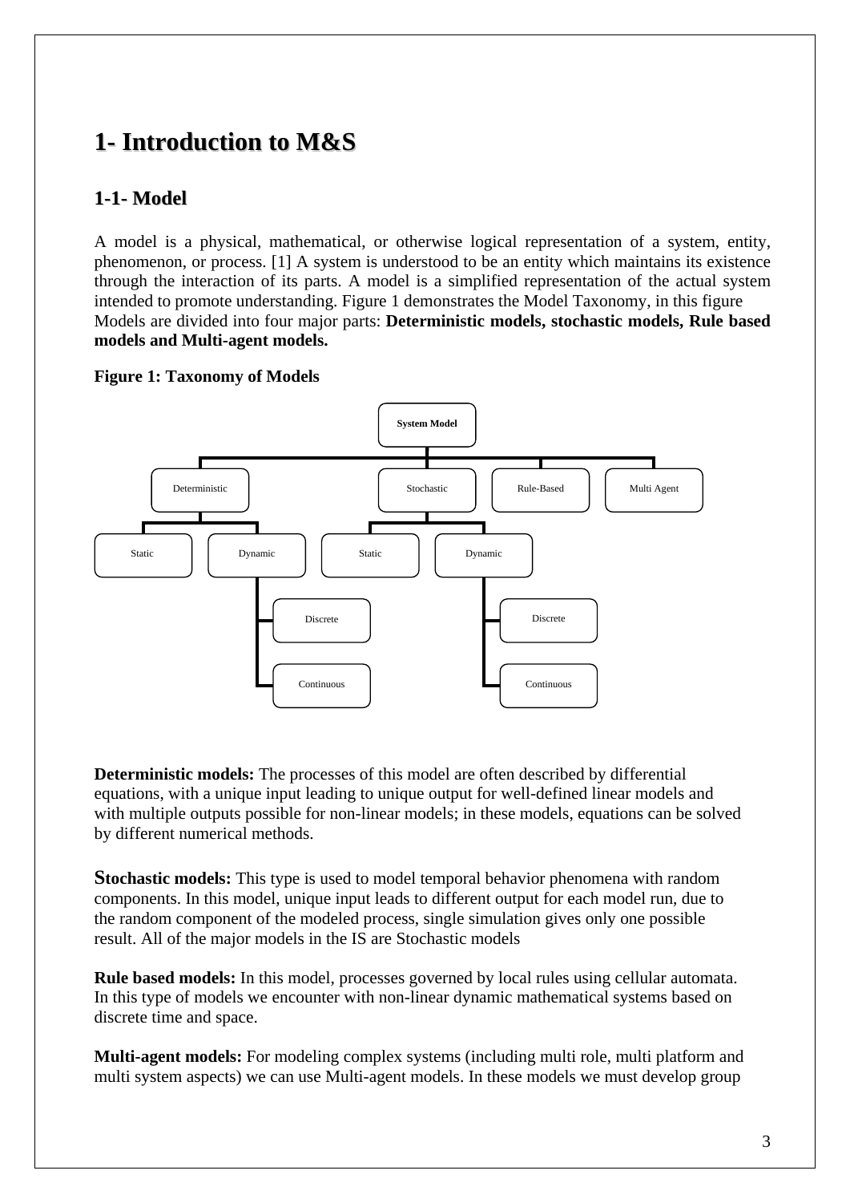# 1- Introduction to M&S

## 1-1- Model

A model is a physical, mathematical, or otherwise logical representation of a system, entity, phenomenon, or process. [1] A system is understood to be an entity which maintains its existence through the interaction of its parts. A model is a simplified representation of the actual system intended to promote understanding. Figure 1 demonstrates the Model Taxonomy, in this figure Models are divided into four major parts: **Deterministic models, stochastic models, Rule based models and Multi-agent models.**

**Figure 1: Taxonomy of Models**

**Deterministic models:** The processes of this model are often described by differential equations, with a unique input leading to unique output for well-defined linear models and with multiple outputs possible for non-linear models; in these models, equations can be solved by different numerical methods.

**Stochastic models:** This type is used to model temporal behavior phenomena with random components. In this model, unique input leads to different output for each model run, due to the random component of the modeled process, single simulation gives only one possible result. All of the major models in the IS are Stochastic models

**Rule based models:** In this model, processes governed by local rules using cellular automata. In this type of models we encounter with non-linear dynamic mathematical systems based on discrete time and space.

**Multi-agent models:** For modeling complex systems (including multi role, multi platform and multi system aspects) we can use Multi-agent models. In these models we must develop group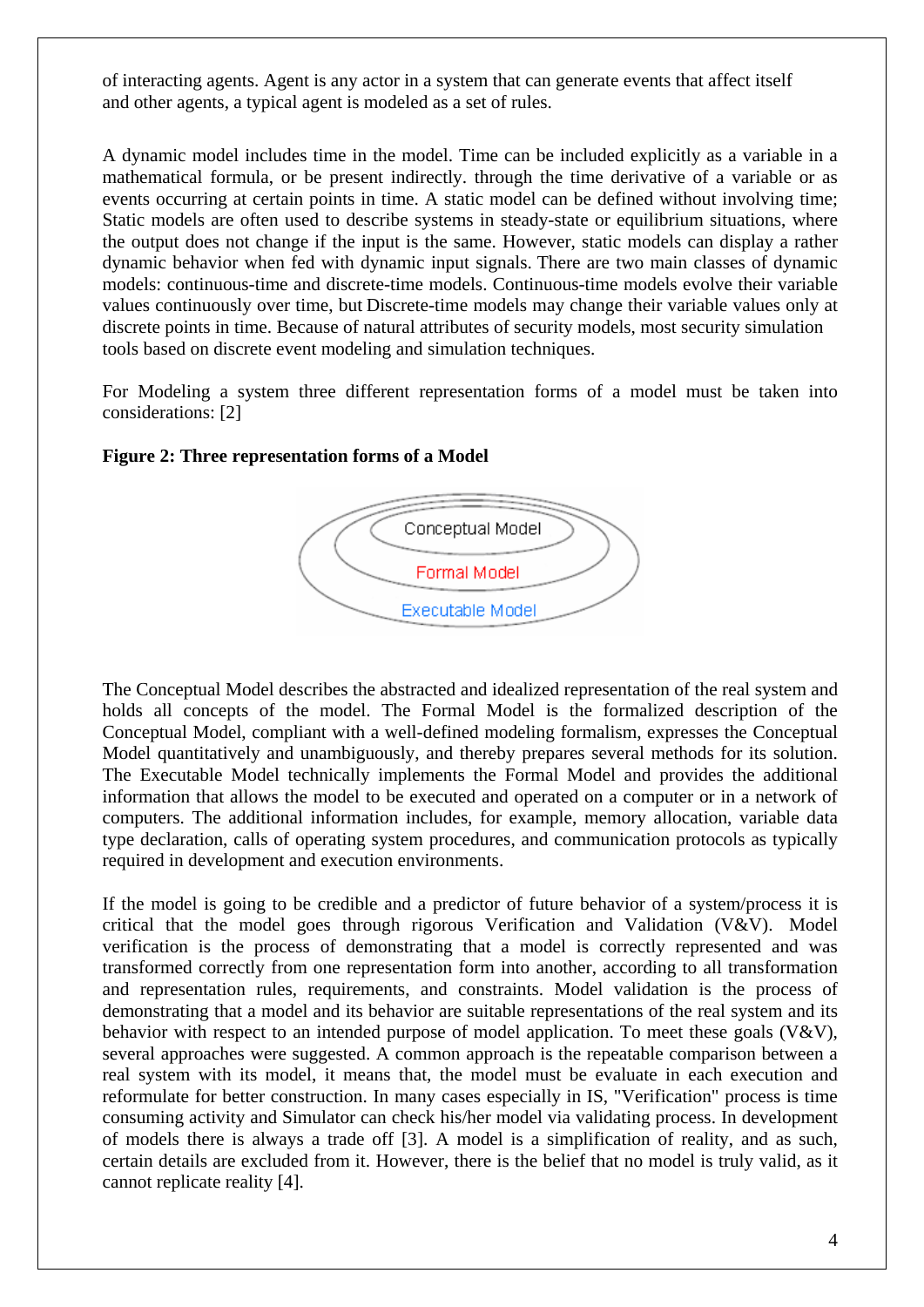of interacting agents. Agent is any actor in a system that can generate events that affect itself and other agents, a typical agent is modeled as a set of rules.

A dynamic model includes time in the model. Time can be included explicitly as a variable in a mathematical formula, or be present indirectly. through the time derivative of a variable or as events occurring at certain points in time. A static model can be defined without involving time; Static models are often used to describe systems in steady-state or equilibrium situations, where the output does not change if the input is the same. However, static models can display a rather dynamic behavior when fed with dynamic input signals. There are two main classes of dynamic models: continuous-time and discrete-time models. Continuous-time models evolve their variable values continuously over time, but Discrete-time models may change their variable values only at discrete points in time. Because of natural attributes of security models, most security simulation tools based on discrete event modeling and simulation techniques.

For Modeling a system three different representation forms of a model must be taken into considerations: [2]

**Figure 2: Three representation forms of a Model**

Conceptual Model

Formal Model

Executable Model

The Conceptual Model describes the abstracted and idealized representation of the real system and holds all concepts of the model. The Formal Model is the formalized description of the Conceptual Model, compliant with a well-defined modeling formalism, expresses the Conceptual Model quantitatively and unambiguously, and thereby prepares several methods for its solution. The Executable Model technically implements the Formal Model and provides the additional information that allows the model to be executed and operated on a computer or in a network of computers. The additional information includes, for example, memory allocation, variable data type declaration, calls of operating system procedures, and communication protocols as typically required in development and execution environments.

If the model is going to be credible and a predictor of future behavior of a system/process it is critical that the model goes through rigorous Verification and Validation (V&V). Model verification is the process of demonstrating that a model is correctly represented and was transformed correctly from one representation form into another, according to all transformation and representation rules, requirements, and constraints. Model validation is the process of demonstrating that a model and its behavior are suitable representations of the real system and its behavior with respect to an intended purpose of model application. To meet these goals (V&V), several approaches were suggested. A common approach is the repeatable comparison between a real system with its model, it means that, the model must be evaluate in each execution and reformulate for better construction. In many cases especially in IS, "Verification" process is time consuming activity and Simulator can check his/her model via validating process. In development of models there is always a trade off [3]. A model is a simplification of reality, and as such, certain details are excluded from it. However, there is the belief that no model is truly valid, as it cannot replicate reality [4].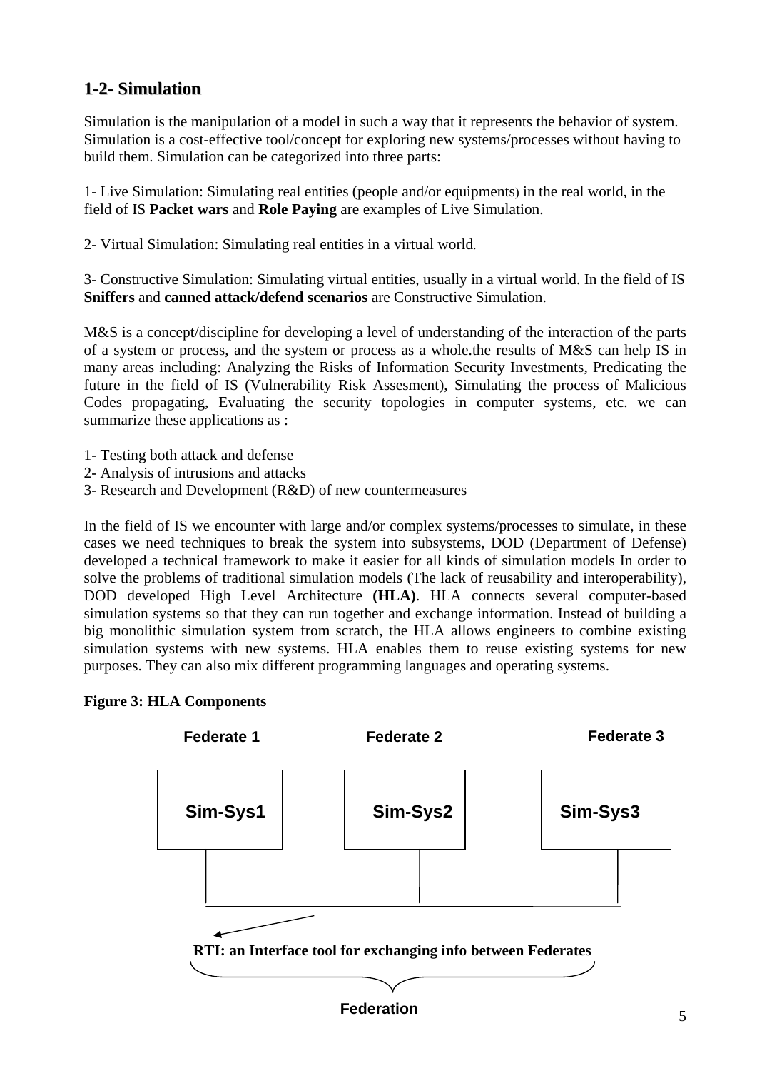## 1-2- Simulation

Simulation is the manipulation of a model in such a way that it represents the behavior of system. Simulation is a cost-effective tool/concept for exploring new systems/processes without having to build them. Simulation can be categorized into three parts:

1- Live Simulation: Simulating real entities (people and/or equipments) in the real world, in the field of IS **Packet wars** and **Role Paying** are examples of Live Simulation.

2- Virtual Simulation: Simulating real entities in a virtual world.

3- Constructive Simulation: Simulating virtual entities, usually in a virtual world. In the field of IS **Sniffers** and **canned attack/defend scenarios** are Constructive Simulation.

M&S is a concept/discipline for developing a level of understanding of the interaction of the parts of a system or process, and the system or process as a whole.the results of M&S can help IS in many areas including: Analyzing the Risks of Information Security Investments, Predicating the future in the field of IS (Vulnerability Risk Assesment), Simulating the process of Malicious Codes propagating, Evaluating the security topologies in computer systems, etc. we can summarize these applications as :

1- Testing both attack and defense
2- Analysis of intrusions and attacks
3- Research and Development (R&D) of new countermeasures

In the field of IS we encounter with large and/or complex systems/processes to simulate, in these cases we need techniques to break the system into subsystems, DOD (Department of Defense) developed a technical framework to make it easier for all kinds of simulation models In order to solve the problems of traditional simulation models (The lack of reusability and interoperability), DOD developed High Level Architecture **(HLA)**. HLA connects several computer-based simulation systems so that they can run together and exchange information. Instead of building a big monolithic simulation system from scratch, the HLA allows engineers to combine existing simulation systems with new systems. HLA enables them to reuse existing systems for new purposes. They can also mix different programming languages and operating systems.

**Figure 3: HLA Components**

Federate 1 — Sim-Sys1
Federate 2 — Sim-Sys2
Federate 3 — Sim-Sys3

**RTI: an Interface tool for exchanging info between Federates**

Federation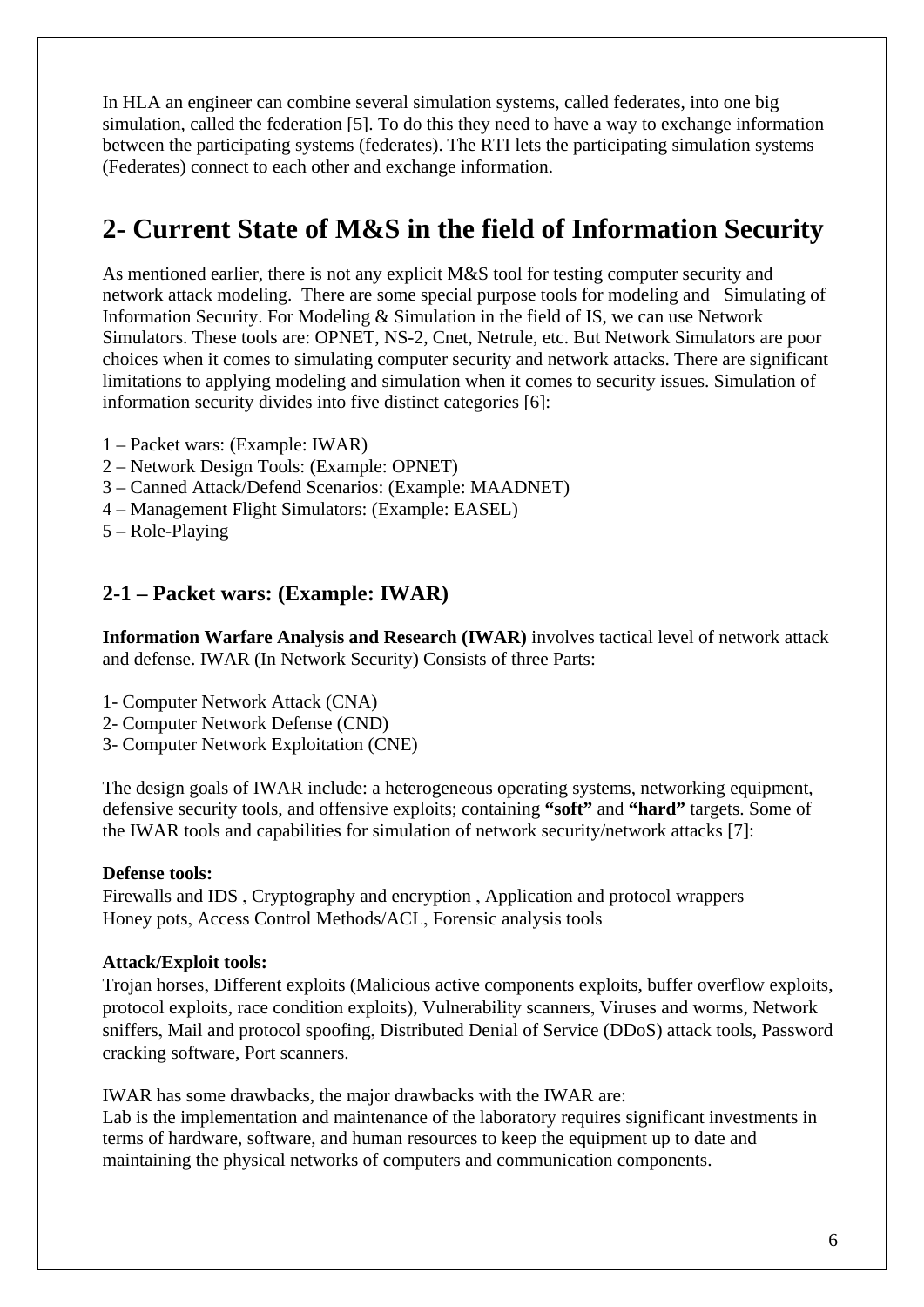In HLA an engineer can combine several simulation systems, called federates, into one big simulation, called the federation [5]. To do this they need to have a way to exchange information between the participating systems (federates). The RTI lets the participating simulation systems (Federates) connect to each other and exchange information.

# 2- Current State of M&S in the field of Information Security

As mentioned earlier, there is not any explicit M&S tool for testing computer security and network attack modeling. There are some special purpose tools for modeling and Simulating of Information Security. For Modeling & Simulation in the field of IS, we can use Network Simulators. These tools are: OPNET, NS-2, Cnet, Netrule, etc. But Network Simulators are poor choices when it comes to simulating computer security and network attacks. There are significant limitations to applying modeling and simulation when it comes to security issues. Simulation of information security divides into five distinct categories [6]:

1 – Packet wars: (Example: IWAR)
2 – Network Design Tools: (Example: OPNET)
3 – Canned Attack/Defend Scenarios: (Example: MAADNET)
4 – Management Flight Simulators: (Example: EASEL)
5 – Role-Playing

## 2-1 – Packet wars: (Example: IWAR)

**Information Warfare Analysis and Research (IWAR)** involves tactical level of network attack and defense. IWAR (In Network Security) Consists of three Parts:

1- Computer Network Attack (CNA)
2- Computer Network Defense (CND)
3- Computer Network Exploitation (CNE)

The design goals of IWAR include: a heterogeneous operating systems, networking equipment, defensive security tools, and offensive exploits; containing **"soft"** and **"hard"** targets. Some of the IWAR tools and capabilities for simulation of network security/network attacks [7]:

**Defense tools:**
Firewalls and IDS , Cryptography and encryption , Application and protocol wrappers
Honey pots, Access Control Methods/ACL, Forensic analysis tools

**Attack/Exploit tools:**
Trojan horses, Different exploits (Malicious active components exploits, buffer overflow exploits, protocol exploits, race condition exploits), Vulnerability scanners, Viruses and worms, Network sniffers, Mail and protocol spoofing, Distributed Denial of Service (DDoS) attack tools, Password cracking software, Port scanners.

IWAR has some drawbacks, the major drawbacks with the IWAR are:
Lab is the implementation and maintenance of the laboratory requires significant investments in terms of hardware, software, and human resources to keep the equipment up to date and maintaining the physical networks of computers and communication components.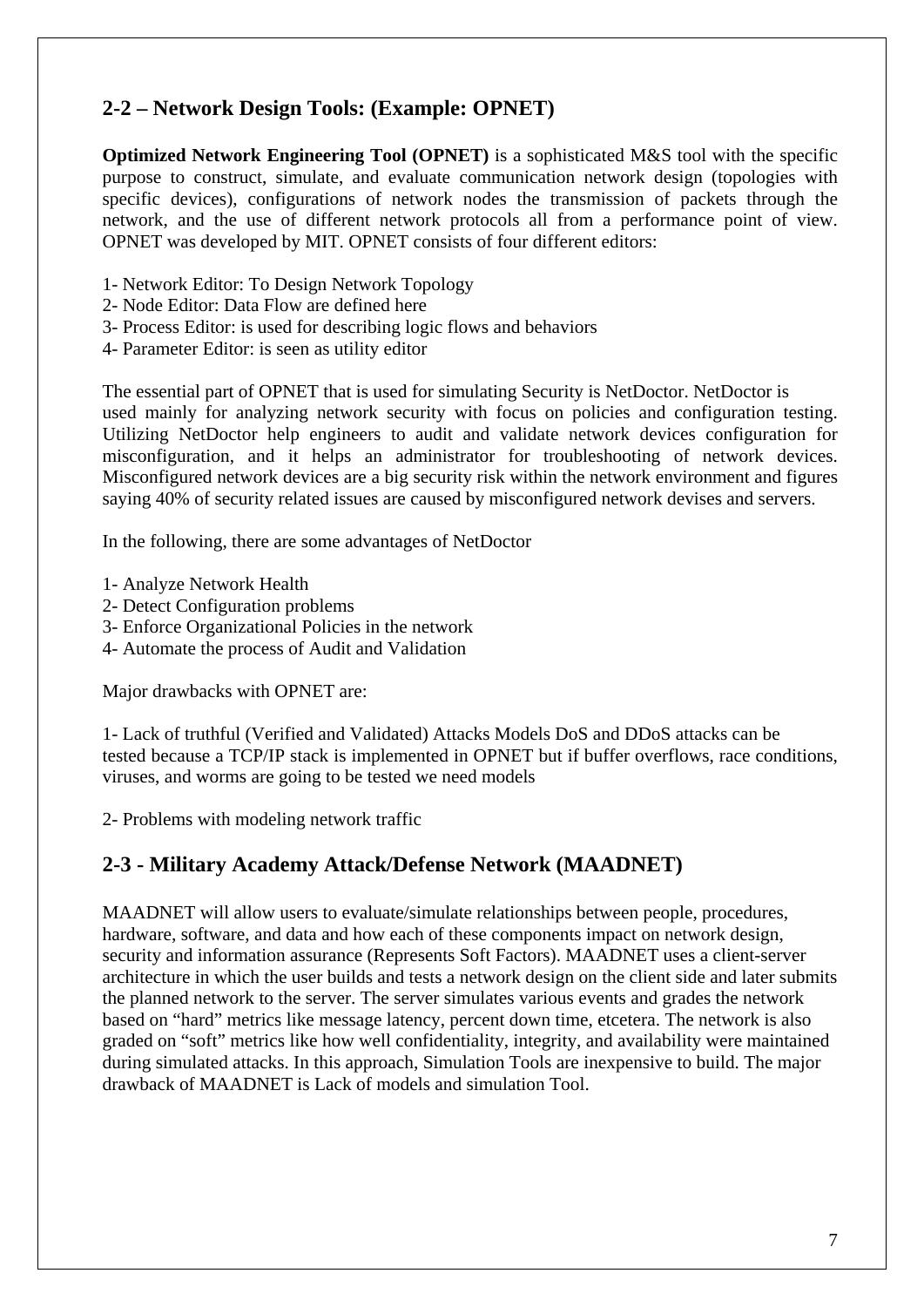## 2-2 – Network Design Tools: (Example: OPNET)

**Optimized Network Engineering Tool (OPNET)** is a sophisticated M&S tool with the specific purpose to construct, simulate, and evaluate communication network design (topologies with specific devices), configurations of network nodes the transmission of packets through the network, and the use of different network protocols all from a performance point of view. OPNET was developed by MIT. OPNET consists of four different editors:

1- Network Editor: To Design Network Topology
2- Node Editor: Data Flow are defined here
3- Process Editor: is used for describing logic flows and behaviors
4- Parameter Editor: is seen as utility editor

The essential part of OPNET that is used for simulating Security is NetDoctor. NetDoctor is used mainly for analyzing network security with focus on policies and configuration testing. Utilizing NetDoctor help engineers to audit and validate network devices configuration for misconfiguration, and it helps an administrator for troubleshooting of network devices. Misconfigured network devices are a big security risk within the network environment and figures saying 40% of security related issues are caused by misconfigured network devises and servers.

In the following, there are some advantages of NetDoctor

1- Analyze Network Health
2- Detect Configuration problems
3- Enforce Organizational Policies in the network
4- Automate the process of Audit and Validation

Major drawbacks with OPNET are:

1- Lack of truthful (Verified and Validated) Attacks Models DoS and DDoS attacks can be tested because a TCP/IP stack is implemented in OPNET but if buffer overflows, race conditions, viruses, and worms are going to be tested we need models

2- Problems with modeling network traffic

## 2-3 - Military Academy Attack/Defense Network (MAADNET)

MAADNET will allow users to evaluate/simulate relationships between people, procedures, hardware, software, and data and how each of these components impact on network design, security and information assurance (Represents Soft Factors). MAADNET uses a client-server architecture in which the user builds and tests a network design on the client side and later submits the planned network to the server. The server simulates various events and grades the network based on "hard" metrics like message latency, percent down time, etcetera. The network is also graded on "soft" metrics like how well confidentiality, integrity, and availability were maintained during simulated attacks. In this approach, Simulation Tools are inexpensive to build. The major drawback of MAADNET is Lack of models and simulation Tool.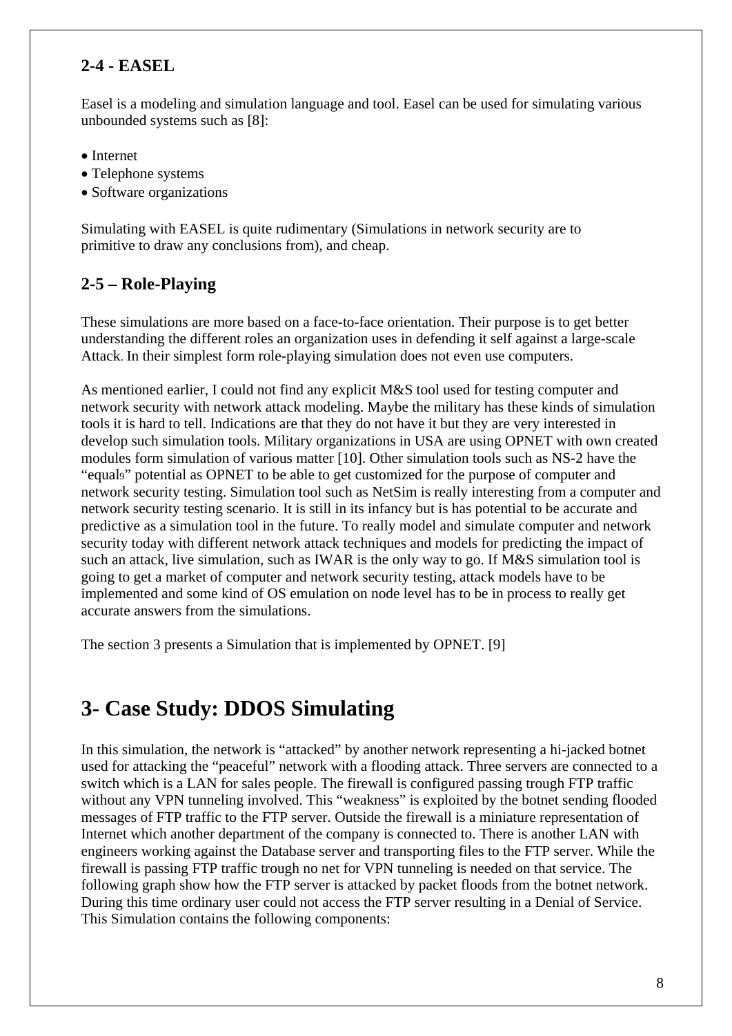### 2-4 - EASEL

Easel is a modeling and simulation language and tool. Easel can be used for simulating various unbounded systems such as [8]:

- Internet
- Telephone systems
- Software organizations

Simulating with EASEL is quite rudimentary (Simulations in network security are to primitive to draw any conclusions from), and cheap.

### 2-5 – Role-Playing

These simulations are more based on a face-to-face orientation. Their purpose is to get better understanding the different roles an organization uses in defending it self against a large-scale Attack. In their simplest form role-playing simulation does not even use computers.

As mentioned earlier, I could not find any explicit M&S tool used for testing computer and network security with network attack modeling. Maybe the military has these kinds of simulation tools it is hard to tell. Indications are that they do not have it but they are very interested in develop such simulation tools. Military organizations in USA are using OPNET with own created modules form simulation of various matter [10]. Other simulation tools such as NS-2 have the "equal[9]" potential as OPNET to be able to get customized for the purpose of computer and network security testing. Simulation tool such as NetSim is really interesting from a computer and network security testing scenario. It is still in its infancy but is has potential to be accurate and predictive as a simulation tool in the future. To really model and simulate computer and network security today with different network attack techniques and models for predicting the impact of such an attack, live simulation, such as IWAR is the only way to go. If M&S simulation tool is going to get a market of computer and network security testing, attack models have to be implemented and some kind of OS emulation on node level has to be in process to really get accurate answers from the simulations.

The section 3 presents a Simulation that is implemented by OPNET. [9]

## 3- Case Study: DDOS Simulating

In this simulation, the network is "attacked" by another network representing a hi-jacked botnet used for attacking the "peaceful" network with a flooding attack. Three servers are connected to a switch which is a LAN for sales people. The firewall is configured passing trough FTP traffic without any VPN tunneling involved. This "weakness" is exploited by the botnet sending flooded messages of FTP traffic to the FTP server. Outside the firewall is a miniature representation of Internet which another department of the company is connected to. There is another LAN with engineers working against the Database server and transporting files to the FTP server. While the firewall is passing FTP traffic trough no net for VPN tunneling is needed on that service. The following graph show how the FTP server is attacked by packet floods from the botnet network. During this time ordinary user could not access the FTP server resulting in a Denial of Service. This Simulation contains the following components: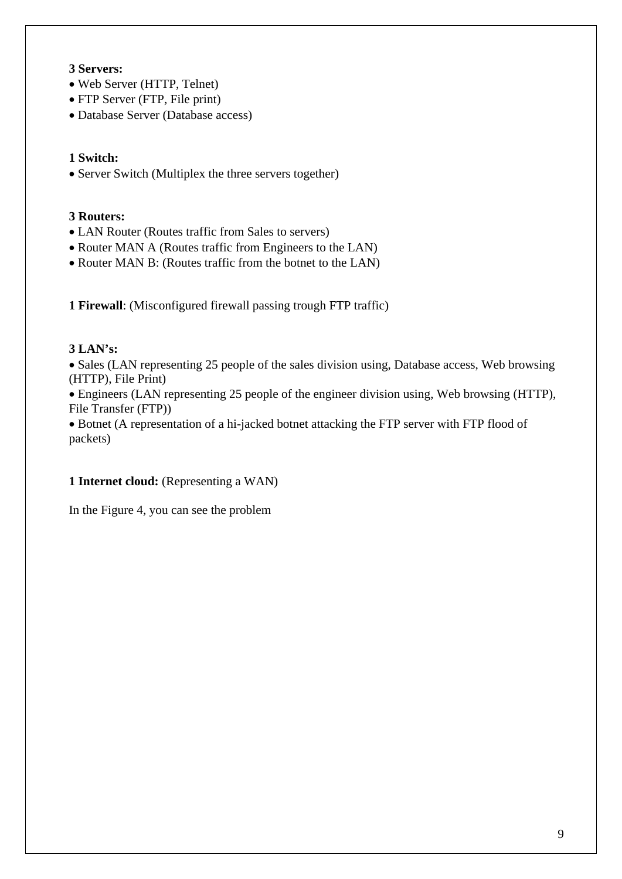**3 Servers:**

- Web Server (HTTP, Telnet)
- FTP Server (FTP, File print)
- Database Server (Database access)

**1 Switch:**

- Server Switch (Multiplex the three servers together)

**3 Routers:**

- LAN Router (Routes traffic from Sales to servers)
- Router MAN A (Routes traffic from Engineers to the LAN)
- Router MAN B: (Routes traffic from the botnet to the LAN)

**1 Firewall**: (Misconfigured firewall passing trough FTP traffic)

**3 LAN's:**

- Sales (LAN representing 25 people of the sales division using, Database access, Web browsing (HTTP), File Print)
- Engineers (LAN representing 25 people of the engineer division using, Web browsing (HTTP), File Transfer (FTP))
- Botnet (A representation of a hi-jacked botnet attacking the FTP server with FTP flood of packets)

**1 Internet cloud:** (Representing a WAN)

In the Figure 4, you can see the problem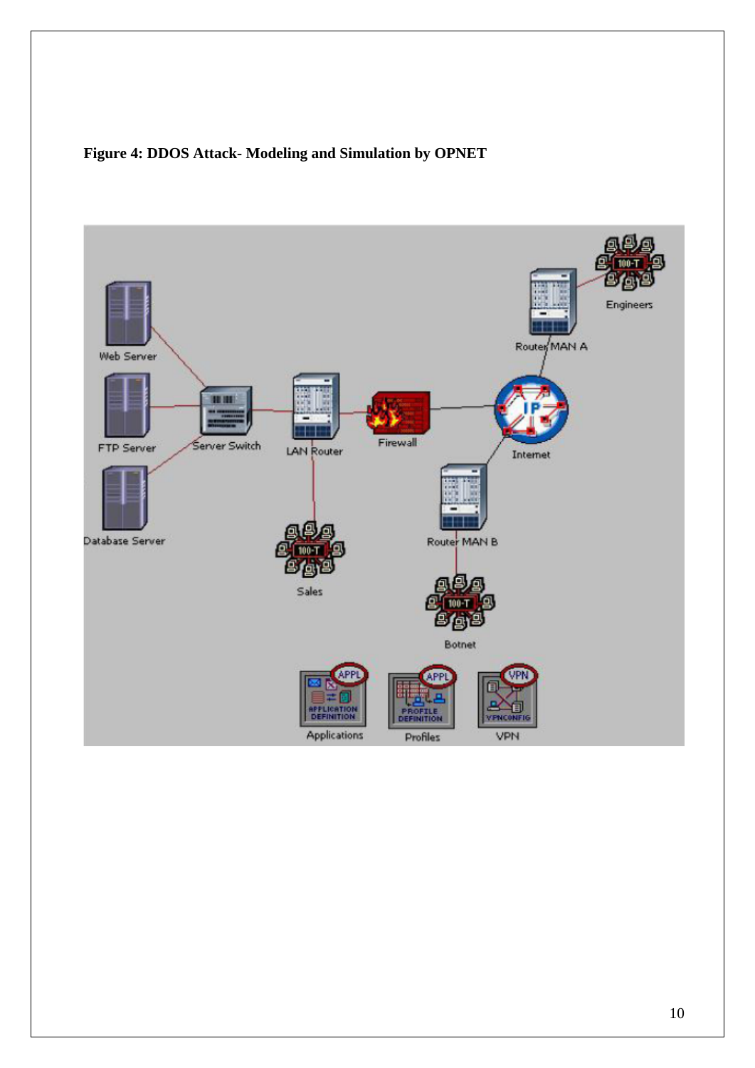**Figure 4: DDOS Attack- Modeling and Simulation by OPNET**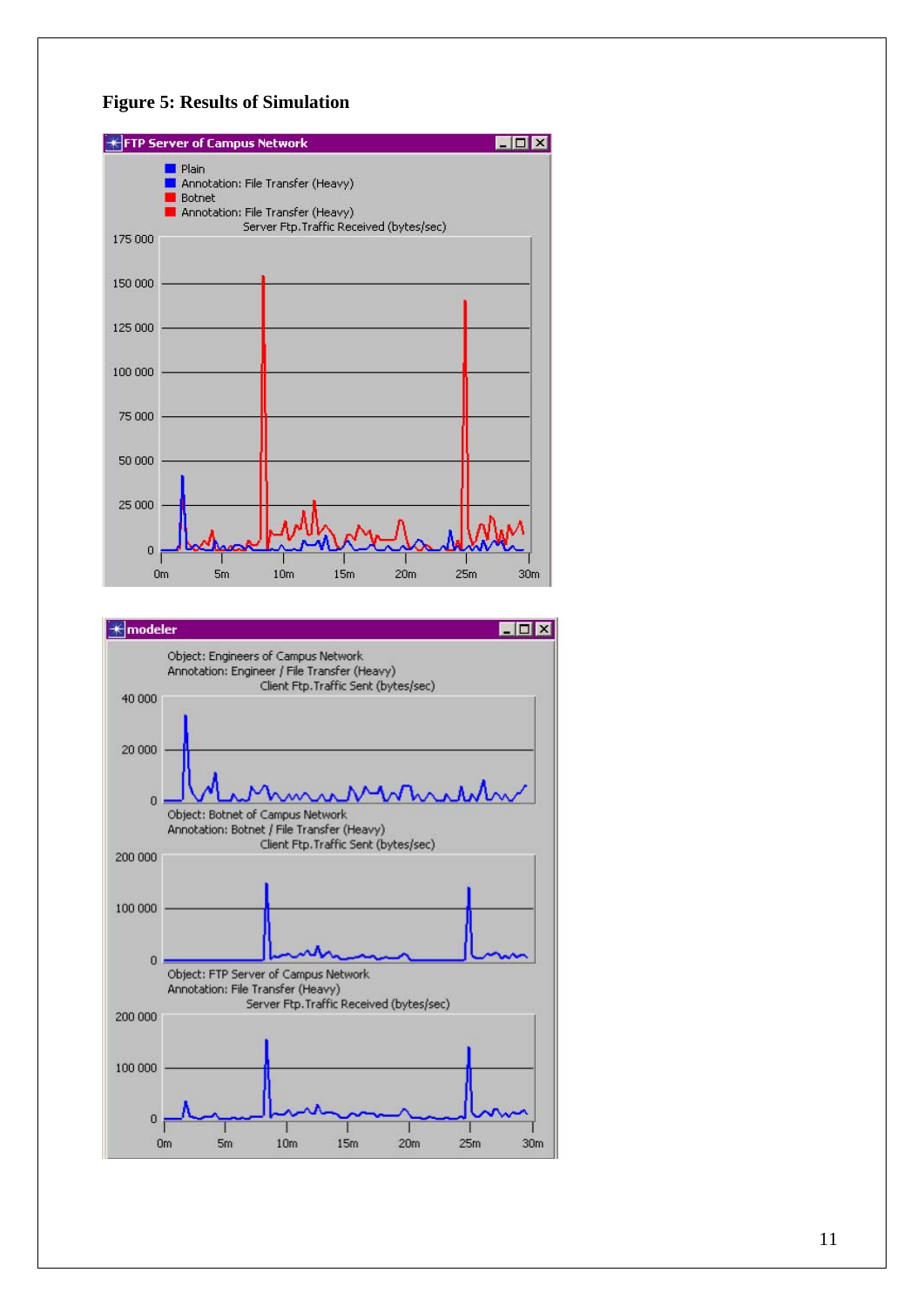**Figure 5: Results of Simulation**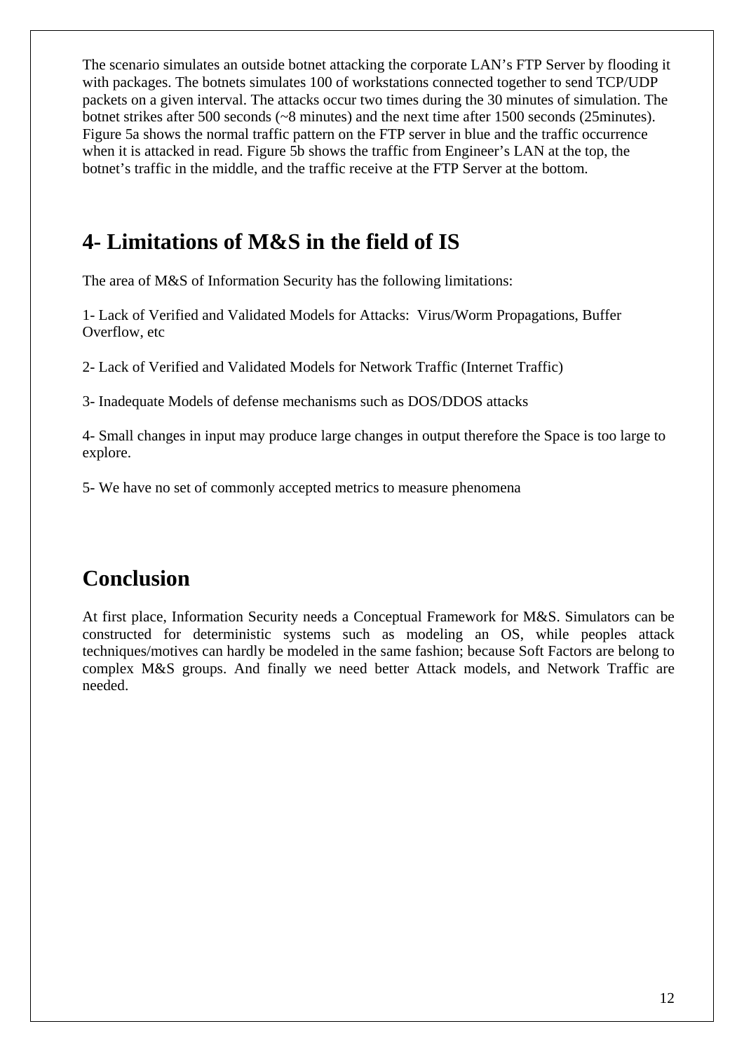The scenario simulates an outside botnet attacking the corporate LAN's FTP Server by flooding it with packages. The botnets simulates 100 of workstations connected together to send TCP/UDP packets on a given interval. The attacks occur two times during the 30 minutes of simulation. The botnet strikes after 500 seconds (~8 minutes) and the next time after 1500 seconds (25minutes). Figure 5a shows the normal traffic pattern on the FTP server in blue and the traffic occurrence when it is attacked in read. Figure 5b shows the traffic from Engineer's LAN at the top, the botnet's traffic in the middle, and the traffic receive at the FTP Server at the bottom.

## 4- Limitations of M&S in the field of IS

The area of M&S of Information Security has the following limitations:

1- Lack of Verified and Validated Models for Attacks: Virus/Worm Propagations, Buffer Overflow, etc

2- Lack of Verified and Validated Models for Network Traffic (Internet Traffic)

3- Inadequate Models of defense mechanisms such as DOS/DDOS attacks

4- Small changes in input may produce large changes in output therefore the Space is too large to explore.

5- We have no set of commonly accepted metrics to measure phenomena

## Conclusion

At first place, Information Security needs a Conceptual Framework for M&S. Simulators can be constructed for deterministic systems such as modeling an OS, while peoples attack techniques/motives can hardly be modeled in the same fashion; because Soft Factors are belong to complex M&S groups. And finally we need better Attack models, and Network Traffic are needed.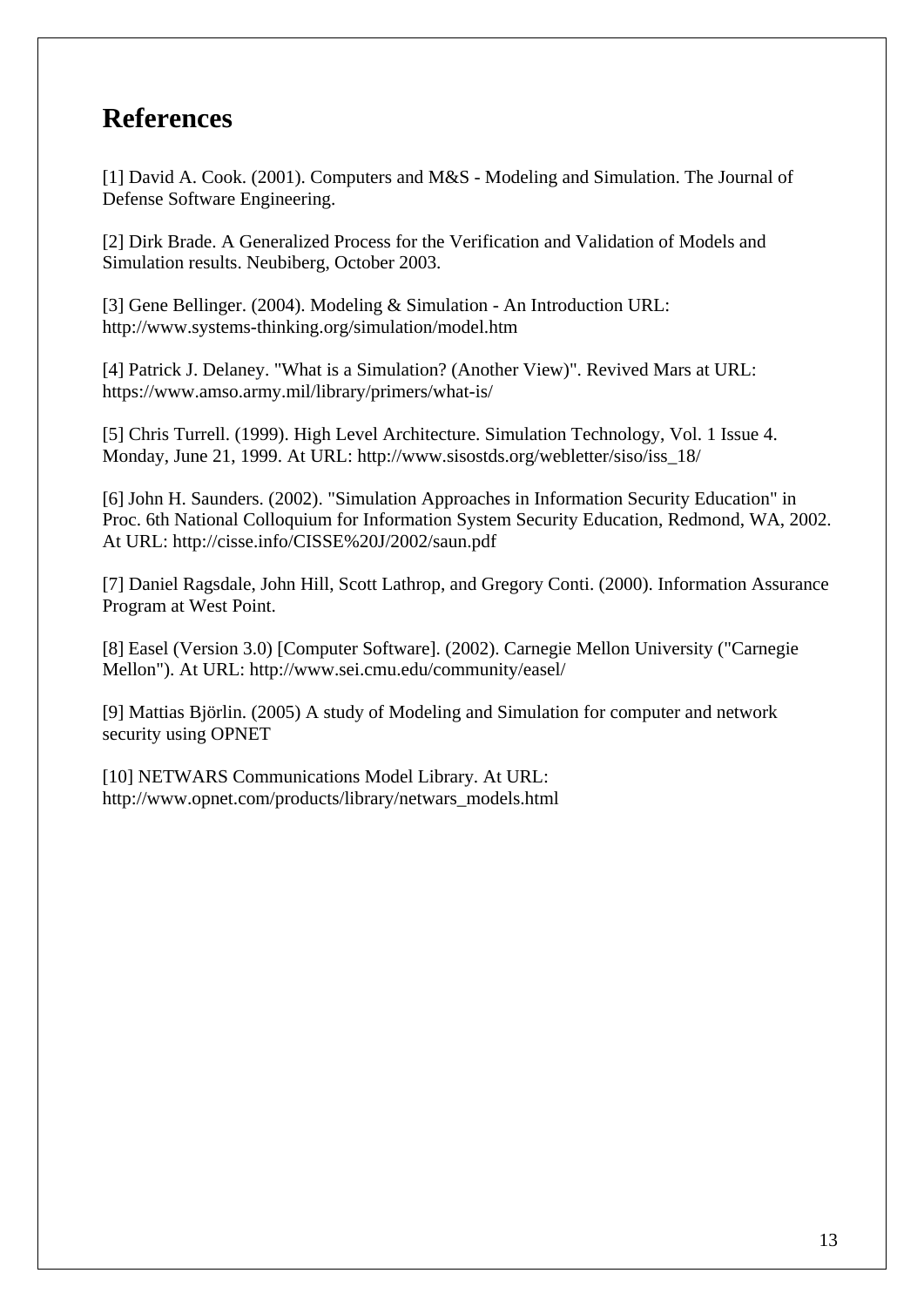# References

[1] David A. Cook. (2001). Computers and M&S - Modeling and Simulation. The Journal of Defense Software Engineering.

[2] Dirk Brade. A Generalized Process for the Verification and Validation of Models and Simulation results. Neubiberg, October 2003.

[3] Gene Bellinger. (2004). Modeling & Simulation - An Introduction URL: http://www.systems-thinking.org/simulation/model.htm

[4] Patrick J. Delaney. "What is a Simulation? (Another View)". Revived Mars at URL: https://www.amso.army.mil/library/primers/what-is/

[5] Chris Turrell. (1999). High Level Architecture. Simulation Technology, Vol. 1 Issue 4. Monday, June 21, 1999. At URL: http://www.sisostds.org/webletter/siso/iss_18/

[6] John H. Saunders. (2002). "Simulation Approaches in Information Security Education" in Proc. 6th National Colloquium for Information System Security Education, Redmond, WA, 2002. At URL: http://cisse.info/CISSE%20J/2002/saun.pdf

[7] Daniel Ragsdale, John Hill, Scott Lathrop, and Gregory Conti. (2000). Information Assurance Program at West Point.

[8] Easel (Version 3.0) [Computer Software]. (2002). Carnegie Mellon University ("Carnegie Mellon"). At URL: http://www.sei.cmu.edu/community/easel/

[9] Mattias Björlin. (2005) A study of Modeling and Simulation for computer and network security using OPNET

[10] NETWARS Communications Model Library. At URL: http://www.opnet.com/products/library/netwars_models.html